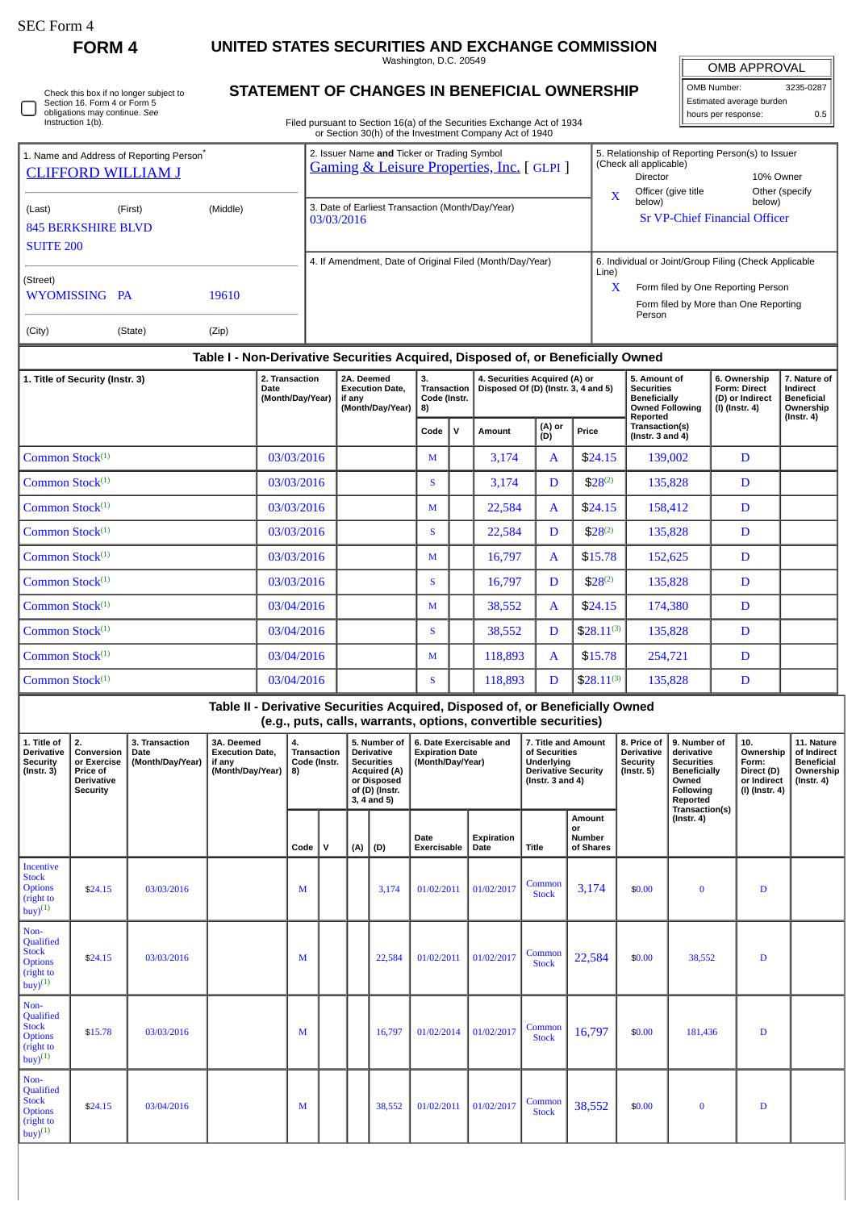SEC Form 4

# FORM 4

## UNITED STATES SECURITIES AND EXCHANGE COMMISSION

Washington, D.C. 20549

## STATEMENT OF CHANGES IN BENEFICIAL OWNERSHIP

Filed pursuant to Section 16(a) of the Securities Exchange Act of 1934 or Section 30(h) of the Investment Company Act of 1940

☐ Check this box if no longer subject to Section 16. Form 4 or Form 5 obligations may continue. *See* Instruction 1(b).

| OMB APPROVAL | |
|---|---|
| OMB Number: | 3235-0287 |
| Estimated average burden | |
| hours per response: | 0.5 |

1. Name and Address of Reporting Person*
CLIFFORD WILLIAM J

(Last) (First) (Middle)
845 BERKSHIRE BLVD
SUITE 200

(Street)
WYOMISSING PA 19610

(City) (State) (Zip)

2. Issuer Name **and** Ticker or Trading Symbol
Gaming & Leisure Properties, Inc. [ GLPI ]

3. Date of Earliest Transaction (Month/Day/Year)
03/03/2016

4. If Amendment, Date of Original Filed (Month/Day/Year)

5. Relationship of Reporting Person(s) to Issuer (Check all applicable)
Director | 10% Owner
X Officer (give title below) | Other (specify below)
Sr VP-Chief Financial Officer

6. Individual or Joint/Group Filing (Check Applicable Line)
X Form filed by One Reporting Person
Form filed by More than One Reporting Person

### Table I - Non-Derivative Securities Acquired, Disposed of, or Beneficially Owned

| 1. Title of Security (Instr. 3) | 2. Transaction Date (Month/Day/Year) | 2A. Deemed Execution Date, if any (Month/Day/Year) | 3. Transaction Code (Instr. 8) | | 4. Securities Acquired (A) or Disposed Of (D) (Instr. 3, 4 and 5) | | | 5. Amount of Securities Beneficially Owned Following Reported Transaction(s) (Instr. 3 and 4) | 6. Ownership Form: Direct (D) or Indirect (I) (Instr. 4) | 7. Nature of Indirect Beneficial Ownership (Instr. 4) |
|---|---|---|---|---|---|---|---|---|---|---|
| | | | Code | V | Amount | (A) or (D) | Price | | | |
| Common Stock[(1)] | 03/03/2016 | | M | | 3,174 | A | $24.15 | 139,002 | D | |
| Common Stock[(1)] | 03/03/2016 | | S | | 3,174 | D | $28[(2)] | 135,828 | D | |
| Common Stock[(1)] | 03/03/2016 | | M | | 22,584 | A | $24.15 | 158,412 | D | |
| Common Stock[(1)] | 03/03/2016 | | S | | 22,584 | D | $28[(2)] | 135,828 | D | |
| Common Stock[(1)] | 03/03/2016 | | M | | 16,797 | A | $15.78 | 152,625 | D | |
| Common Stock[(1)] | 03/03/2016 | | S | | 16,797 | D | $28[(2)] | 135,828 | D | |
| Common Stock[(1)] | 03/04/2016 | | M | | 38,552 | A | $24.15 | 174,380 | D | |
| Common Stock[(1)] | 03/04/2016 | | S | | 38,552 | D | $28.11[(3)] | 135,828 | D | |
| Common Stock[(1)] | 03/04/2016 | | M | | 118,893 | A | $15.78 | 254,721 | D | |
| Common Stock[(1)] | 03/04/2016 | | S | | 118,893 | D | $28.11[(3)] | 135,828 | D | |

### Table II - Derivative Securities Acquired, Disposed of, or Beneficially Owned (e.g., puts, calls, warrants, options, convertible securities)

| 1. Title of Derivative Security (Instr. 3) | 2. Conversion or Exercise Price of Derivative Security | 3. Transaction Date (Month/Day/Year) | 3A. Deemed Execution Date, if any (Month/Day/Year) | 4. Transaction Code (Instr. 8) | | 5. Number of Derivative Securities Acquired (A) or Disposed of (D) (Instr. 3, 4 and 5) | | 6. Date Exercisable and Expiration Date (Month/Day/Year) | | 7. Title and Amount of Securities Underlying Derivative Security (Instr. 3 and 4) | | 8. Price of Derivative Security (Instr. 5) | 9. Number of derivative Securities Beneficially Owned Following Reported Transaction(s) (Instr. 4) | 10. Ownership Form: Direct (D) or Indirect (I) (Instr. 4) | 11. Nature of Indirect Beneficial Ownership (Instr. 4) |
|---|---|---|---|---|---|---|---|---|---|---|---|---|---|---|---|
| | | | | Code | V | (A) | (D) | Date Exercisable | Expiration Date | Title | Amount or Number of Shares | | | | |
| Incentive Stock Options (right to buy)[(1)] | $24.15 | 03/03/2016 | | M | | | 3,174 | 01/02/2011 | 01/02/2017 | Common Stock | 3,174 | $0.00 | 0 | D | |
| Non-Qualified Stock Options (right to buy)[(1)] | $24.15 | 03/03/2016 | | M | | | 22,584 | 01/02/2011 | 01/02/2017 | Common Stock | 22,584 | $0.00 | 38,552 | D | |
| Non-Qualified Stock Options (right to buy)[(1)] | $15.78 | 03/03/2016 | | M | | | 16,797 | 01/02/2014 | 01/02/2017 | Common Stock | 16,797 | $0.00 | 181,436 | D | |
| Non-Qualified Stock Options (right to buy)[(1)] | $24.15 | 03/04/2016 | | M | | | 38,552 | 01/02/2011 | 01/02/2017 | Common Stock | 38,552 | $0.00 | 0 | D | |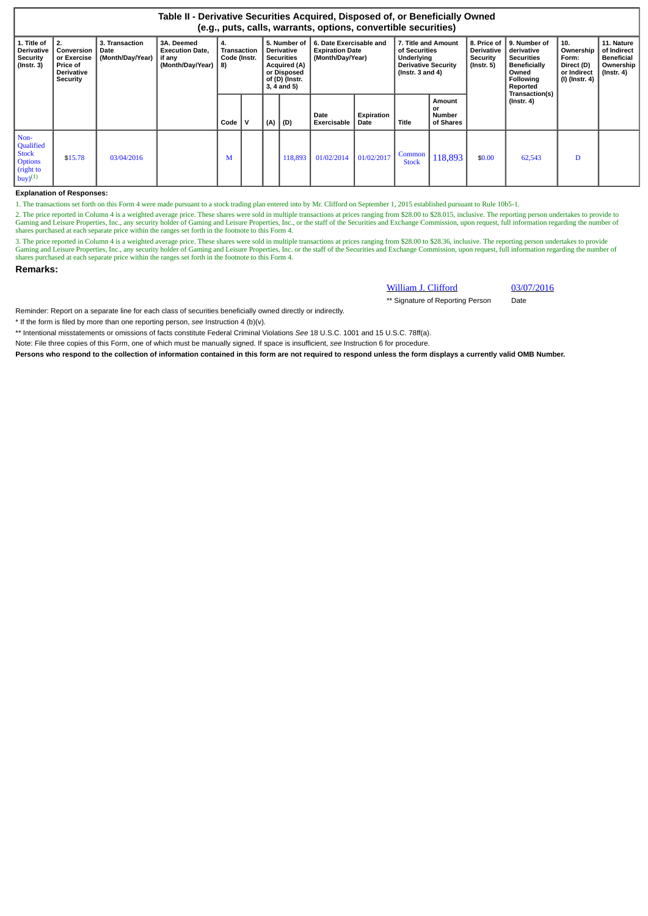## Table II - Derivative Securities Acquired, Disposed of, or Beneficially Owned (e.g., puts, calls, warrants, options, convertible securities)

| 1. Title of Derivative Security (Instr. 3) | 2. Conversion or Exercise Price of Derivative Security | 3. Transaction Date (Month/Day/Year) | 3A. Deemed Execution Date, if any (Month/Day/Year) | 4. Transaction Code (Instr. 8) | | 5. Number of Derivative Securities Acquired (A) or Disposed of (D) (Instr. 3, 4 and 5) | | 6. Date Exercisable and Expiration Date (Month/Day/Year) | | 7. Title and Amount of Securities Underlying Derivative Security (Instr. 3 and 4) | | 8. Price of Derivative Security (Instr. 5) | 9. Number of derivative Securities Beneficially Owned Following Reported Transaction(s) (Instr. 4) | 10. Ownership Form: Direct (D) or Indirect (I) (Instr. 4) | 11. Nature of Indirect Beneficial Ownership (Instr. 4) |
|---|---|---|---|---|---|---|---|---|---|---|---|---|---|---|---|
| | | | | Code | V | (A) | (D) | Date Exercisable | Expiration Date | Title | Amount or Number of Shares | | | | |
| Non-Qualified Stock Options (right to buy)(1) | $15.78 | 03/04/2016 | | M | | | 118,893 | 01/02/2014 | 01/02/2017 | Common Stock | 118,893 | $0.00 | 62,543 | D | |

**Explanation of Responses:**

1. The transactions set forth on this Form 4 were made pursuant to a stock trading plan entered into by Mr. Clifford on September 1, 2015 established pursuant to Rule 10b5-1.

2. The price reported in Column 4 is a weighted average price. These shares were sold in multiple transactions at prices ranging from $28.00 to $28.015, inclusive. The reporting person undertakes to provide to Gaming and Leisure Properties, Inc., any security holder of Gaming and Leisure Properties, Inc., or the staff of the Securities and Exchange Commission, upon request, full information regarding the number of shares purchased at each separate price within the ranges set forth in the footnote to this Form 4.

3. The price reported in Column 4 is a weighted average price. These shares were sold in multiple transactions at prices ranging from $28.00 to $28.36, inclusive. The reporting person undertakes to provide Gaming and Leisure Properties, Inc., any security holder of Gaming and Leisure Properties, Inc. or the staff of the Securities and Exchange Commission, upon request, full information regarding the number of shares purchased at each separate price within the ranges set forth in the footnote to this Form 4.

**Remarks:**

William J. Clifford — 03/07/2016

** Signature of Reporting Person — Date

Reminder: Report on a separate line for each class of securities beneficially owned directly or indirectly.

* If the form is filed by more than one reporting person, *see* Instruction 4 (b)(v).

** Intentional misstatements or omissions of facts constitute Federal Criminal Violations *See* 18 U.S.C. 1001 and 15 U.S.C. 78ff(a).

Note: File three copies of this Form, one of which must be manually signed. If space is insufficient, *see* Instruction 6 for procedure.

**Persons who respond to the collection of information contained in this form are not required to respond unless the form displays a currently valid OMB Number.**